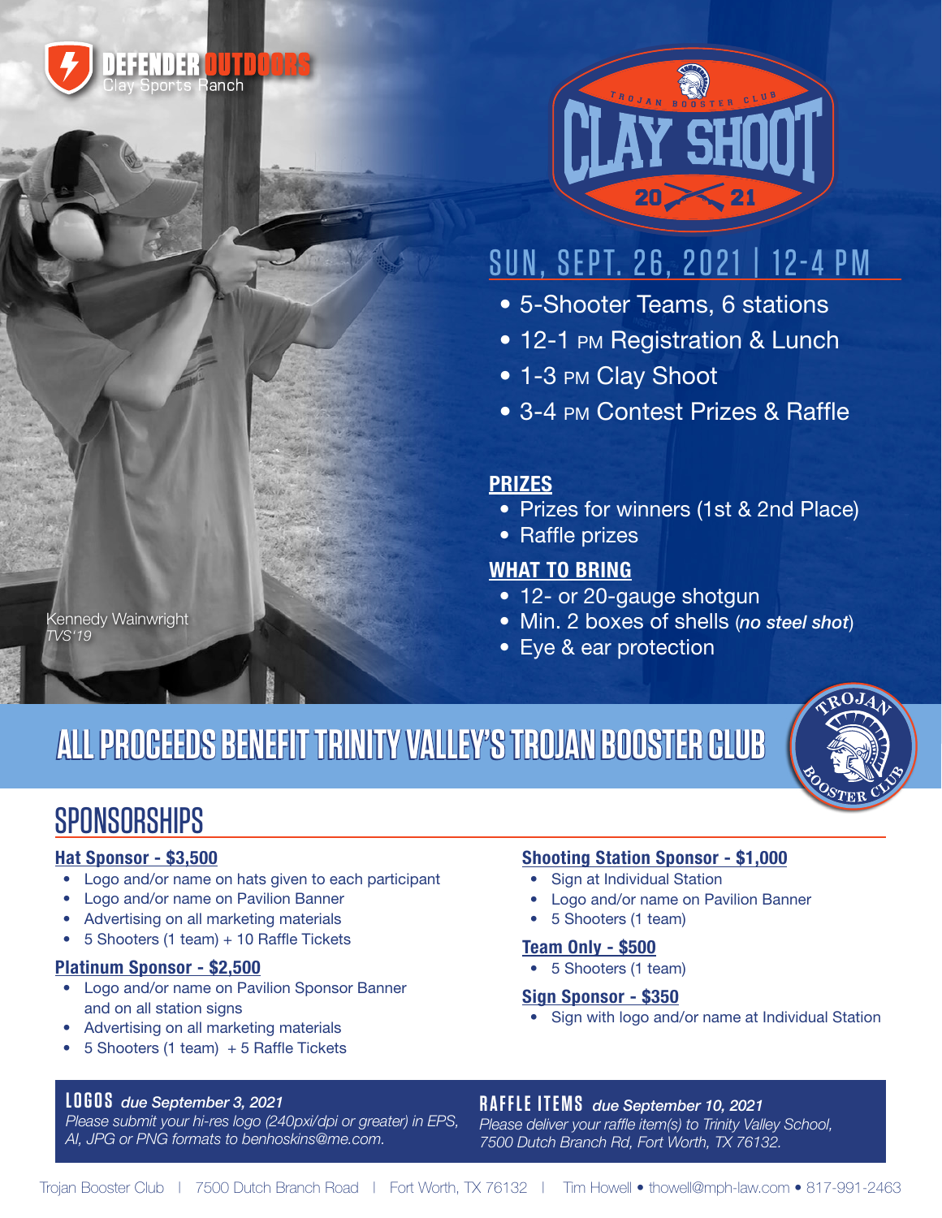DEFENDER OUTDOORS
Clay Sports Ranch

TROJAN BOOSTER CLUB

# CLAY SHOOT 2021

## SUN, SEPT. 26, 2021 | 12-4 PM

- 5-Shooter Teams, 6 stations
- 12-1 PM Registration & Lunch
- 1-3 PM Clay Shoot
- 3-4 PM Contest Prizes & Raffle

### PRIZES

- Prizes for winners (1st & 2nd Place)
- Raffle prizes

### WHAT TO BRING

- 12- or 20-gauge shotgun
- Min. 2 boxes of shells (*no steel shot*)
- Eye & ear protection

Kennedy Wainwright
*TVS'19*

## ALL PROCEEDS BENEFIT TRINITY VALLEY'S TROJAN BOOSTER CLUB

TROJAN BOOSTER CLUB

## SPONSORSHIPS

### Hat Sponsor - $3,500

- Logo and/or name on hats given to each participant
- Logo and/or name on Pavilion Banner
- Advertising on all marketing materials
- 5 Shooters (1 team) + 10 Raffle Tickets

### Platinum Sponsor - $2,500

- Logo and/or name on Pavilion Sponsor Banner and on all station signs
- Advertising on all marketing materials
- 5 Shooters (1 team) + 5 Raffle Tickets

### Shooting Station Sponsor - $1,000

- Sign at Individual Station
- Logo and/or name on Pavilion Banner
- 5 Shooters (1 team)

### Team Only - $500

- 5 Shooters (1 team)

### Sign Sponsor - $350

- Sign with logo and/or name at Individual Station

**LOGOS** *due September 3, 2021*
*Please submit your hi-res logo (240pxi/dpi or greater) in EPS, AI, JPG or PNG formats to benhoskins@me.com.*

**RAFFLE ITEMS** *due September 10, 2021*
*Please deliver your raffle item(s) to Trinity Valley School, 7500 Dutch Branch Rd, Fort Worth, TX 76132.*

Trojan Booster Club | 7500 Dutch Branch Road | Fort Worth, TX 76132 | Tim Howell • thowell@mph-law.com • 817-991-2463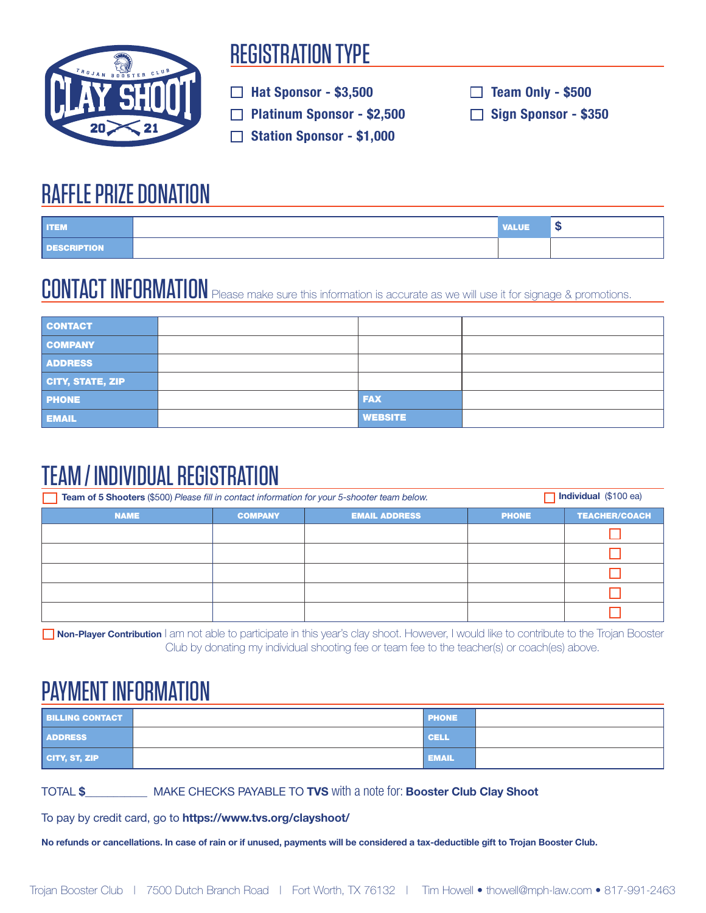TROJAN BOOSTER CLUB CLAY SHOOT 2021

## REGISTRATION TYPE

- ☐ **Hat Sponsor - $3,500**
- ☐ **Platinum Sponsor - $2,500**
- ☐ **Station Sponsor - $1,000**
- ☐ **Team Only - $500**
- ☐ **Sign Sponsor - $350**

## RAFFLE PRIZE DONATION

| | | | |
|---|---|---|---|
| **ITEM** | | **VALUE** | $ |
| **DESCRIPTION** | | | |

## CONTACT INFORMATION

Please make sure this information is accurate as we will use it for signage & promotions.

| | | | |
|---|---|---|---|
| **CONTACT** | | | |
| **COMPANY** | | | |
| **ADDRESS** | | | |
| **CITY, STATE, ZIP** | | | |
| **PHONE** | | **FAX** | |
| **EMAIL** | | **WEBSITE** | |

## TEAM / INDIVIDUAL REGISTRATION

☐ **Team of 5 Shooters** ($500) *Please fill in contact information for your 5-shooter team below.*

☐ **Individual** ($100 ea)

| NAME | COMPANY | EMAIL ADDRESS | PHONE | TEACHER/COACH |
|---|---|---|---|---|
| | | | | ☐ |
| | | | | ☐ |
| | | | | ☐ |
| | | | | ☐ |
| | | | | ☐ |

☐ **Non-Player Contribution** I am not able to participate in this year's clay shoot. However, I would like to contribute to the Trojan Booster Club by donating my individual shooting fee or team fee to the teacher(s) or coach(es) above.

## PAYMENT INFORMATION

| | | | |
|---|---|---|---|
| **BILLING CONTACT** | | **PHONE** | |
| **ADDRESS** | | **CELL** | |
| **CITY, ST, ZIP** | | **EMAIL** | |

TOTAL **$**__________ MAKE CHECKS PAYABLE TO **TVS** with a note for: **Booster Club Clay Shoot**

To pay by credit card, go to **https://www.tvs.org/clayshoot/**

**No refunds or cancellations. In case of rain or if unused, payments will be considered a tax-deductible gift to Trojan Booster Club.**

Trojan Booster Club | 7500 Dutch Branch Road | Fort Worth, TX 76132 | Tim Howell • thowell@mph-law.com • 817-991-2463